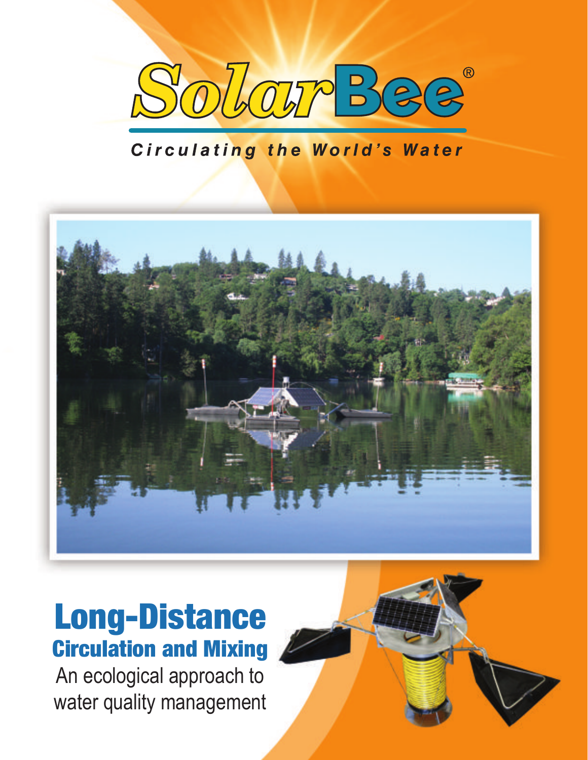# SolarBee®

*Circulating the World's Water*

## Long-Distance

### Circulation and Mixing

An ecological approach to water quality management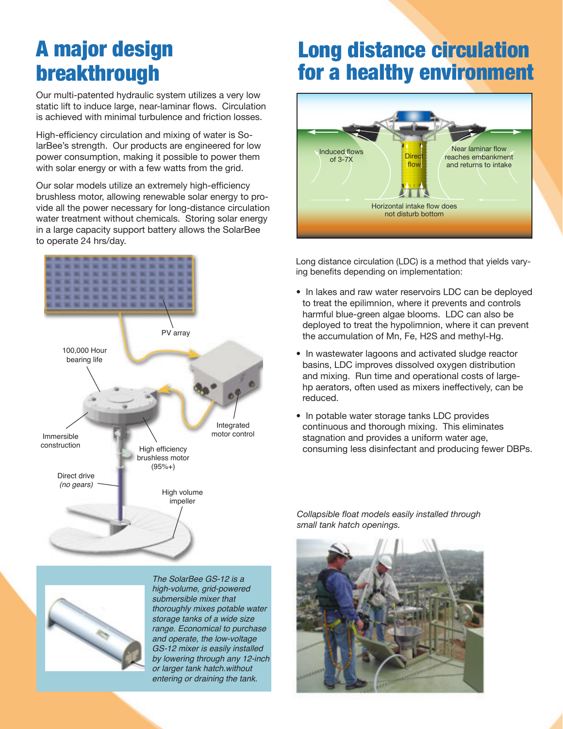# A major design breakthrough

Our multi-patented hydraulic system utilizes a very low static lift to induce large, near-laminar flows. Circulation is achieved with minimal turbulence and friction losses.

High-efficiency circulation and mixing of water is SolarBee's strength. Our products are engineered for low power consumption, making it possible to power them with solar energy or with a few watts from the grid.

Our solar models utilize an extremely high-efficiency brushless motor, allowing renewable solar energy to provide all the power necessary for long-distance circulation water treatment without chemicals. Storing solar energy in a large capacity support battery allows the SolarBee to operate 24 hrs/day.

PV array

100,000 Hour bearing life

Integrated motor control

Immersible construction

High efficiency brushless motor (95%+)

Direct drive *(no gears)*

High volume impeller

*The SolarBee GS-12 is a high-volume, grid-powered submersible mixer that thoroughly mixes potable water storage tanks of a wide size range. Economical to purchase and operate, the low-voltage GS-12 mixer is easily installed by lowering through any 12-inch or larger tank hatch.without entering or draining the tank.*

# Long distance circulation for a healthy environment

Induced flows of 3-7X

Direct flow

Near laminar flow reaches embankment and returns to intake

Horizontal intake flow does not disturb bottom

Long distance circulation (LDC) is a method that yields varying benefits depending on implementation:

- In lakes and raw water reservoirs LDC can be deployed to treat the epilimnion, where it prevents and controls harmful blue-green algae blooms. LDC can also be deployed to treat the hypolimnion, where it can prevent the accumulation of Mn, Fe, $H_2S$ and methyl-Hg.
- In wastewater lagoons and activated sludge reactor basins, LDC improves dissolved oxygen distribution and mixing. Run time and operational costs of large-hp aerators, often used as mixers ineffectively, can be reduced.
- In potable water storage tanks LDC provides continuous and thorough mixing. This eliminates stagnation and provides a uniform water age, consuming less disinfectant and producing fewer DBPs.

*Collapsible float models easily installed through small tank hatch openings.*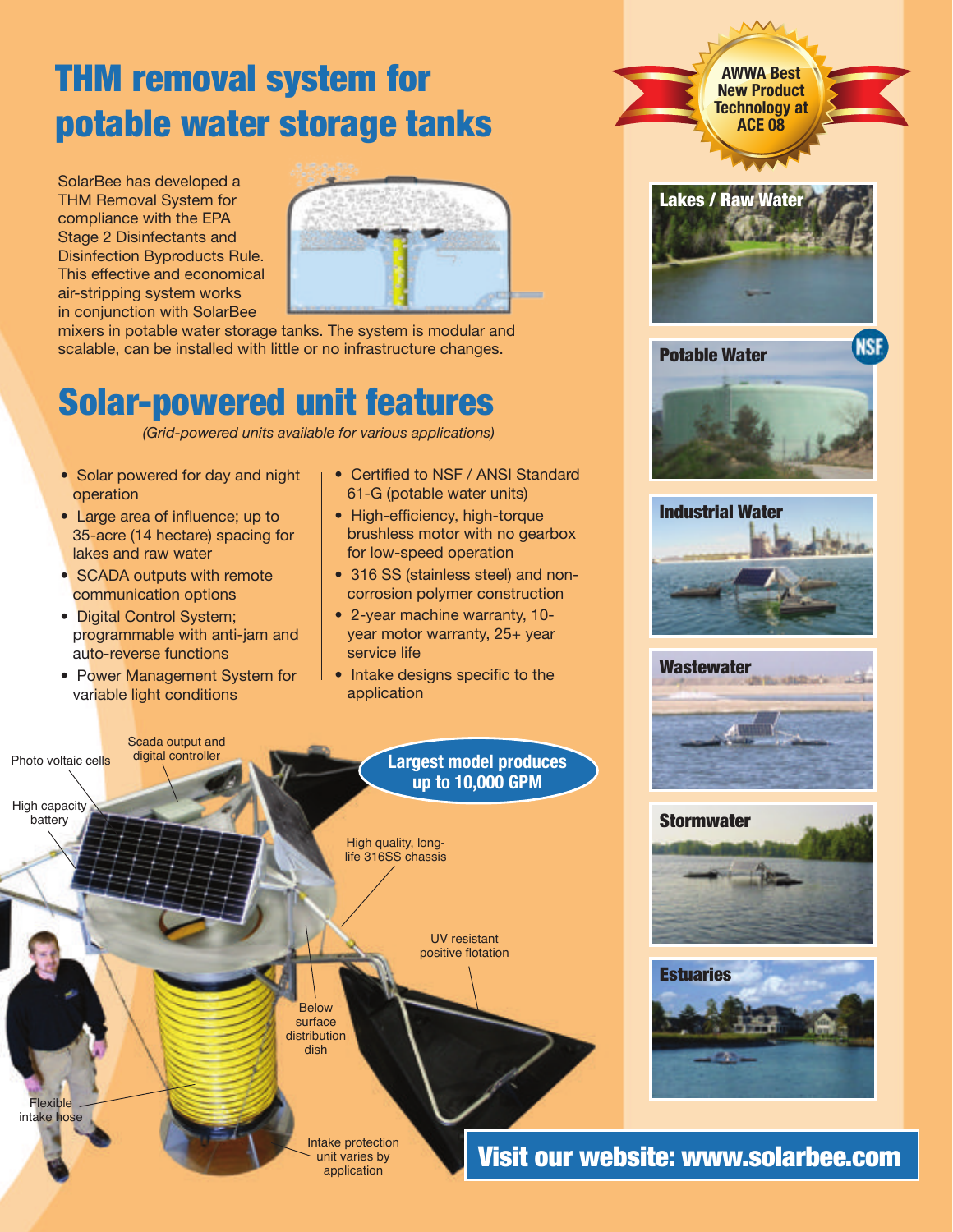# THM removal system for potable water storage tanks

SolarBee has developed a THM Removal System for compliance with the EPA Stage 2 Disinfectants and Disinfection Byproducts Rule. This effective and economical air-stripping system works in conjunction with SolarBee mixers in potable water storage tanks. The system is modular and scalable, can be installed with little or no infrastructure changes.

# Solar-powered unit features

*(Grid-powered units available for various applications)*

- Solar powered for day and night operation
- Large area of influence; up to 35-acre (14 hectare) spacing for lakes and raw water
- SCADA outputs with remote communication options
- Digital Control System; programmable with anti-jam and auto-reverse functions
- Power Management System for variable light conditions
- Certified to NSF / ANSI Standard 61-G (potable water units)
- High-efficiency, high-torque brushless motor with no gearbox for low-speed operation
- 316 SS (stainless steel) and non-corrosion polymer construction
- 2-year machine warranty, 10-year motor warranty, 25+ year service life
- Intake designs specific to the application

**Largest model produces up to 10,000 GPM**

Photo voltaic cells

Scada output and digital controller

High capacity battery

High quality, long-life 316SS chassis

UV resistant positive flotation

Below surface distribution dish

Flexible intake hose

Intake protection unit varies by application

**AWWA Best New Product Technology at ACE 08**

**Lakes / Raw Water**

**Potable Water**

NSF

**Industrial Water**

**Wastewater**

**Stormwater**

**Estuaries**

## Visit our website: www.solarbee.com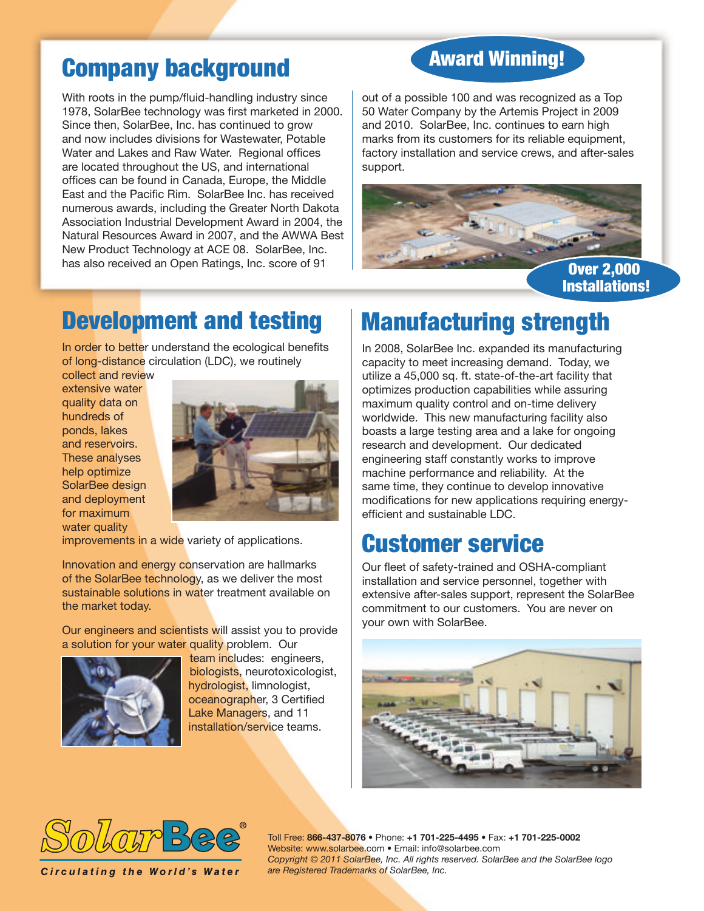## Company background

**Award Winning!**

With roots in the pump/fluid-handling industry since 1978, SolarBee technology was first marketed in 2000. Since then, SolarBee, Inc. has continued to grow and now includes divisions for Wastewater, Potable Water and Lakes and Raw Water. Regional offices are located throughout the US, and international offices can be found in Canada, Europe, the Middle East and the Pacific Rim. SolarBee Inc. has received numerous awards, including the Greater North Dakota Association Industrial Development Award in 2004, the Natural Resources Award in 2007, and the AWWA Best New Product Technology at ACE 08. SolarBee, Inc. has also received an Open Ratings, Inc. score of 91 out of a possible 100 and was recognized as a Top 50 Water Company by the Artemis Project in 2009 and 2010. SolarBee, Inc. continues to earn high marks from its customers for its reliable equipment, factory installation and service crews, and after-sales support.

**Over 2,000 Installations!**

## Development and testing

In order to better understand the ecological benefits of long-distance circulation (LDC), we routinely collect and review extensive water quality data on hundreds of ponds, lakes and reservoirs. These analyses help optimize SolarBee design and deployment for maximum water quality improvements in a wide variety of applications.

Innovation and energy conservation are hallmarks of the SolarBee technology, as we deliver the most sustainable solutions in water treatment available on the market today.

Our engineers and scientists will assist you to provide a solution for your water quality problem. Our team includes: engineers, biologists, neurotoxicologist, hydrologist, limnologist, oceanographer, 3 Certified Lake Managers, and 11 installation/service teams.

## Manufacturing strength

In 2008, SolarBee Inc. expanded its manufacturing capacity to meet increasing demand. Today, we utilize a 45,000 sq. ft. state-of-the-art facility that optimizes production capabilities while assuring maximum quality control and on-time delivery worldwide. This new manufacturing facility also boasts a large testing area and a lake for ongoing research and development. Our dedicated engineering staff constantly works to improve machine performance and reliability. At the same time, they continue to develop innovative modifications for new applications requiring energy-efficient and sustainable LDC.

## Customer service

Our fleet of safety-trained and OSHA-compliant installation and service personnel, together with extensive after-sales support, represent the SolarBee commitment to our customers. You are never on your own with SolarBee.

SolarBee®
Circulating the World's Water

Toll Free: **866-437-8076** • Phone: **+1 701-225-4495** • Fax: **+1 701-225-0002**
Website: www.solarbee.com • Email: info@solarbee.com
*Copyright © 2011 SolarBee, Inc. All rights reserved. SolarBee and the SolarBee logo are Registered Trademarks of SolarBee, Inc.*